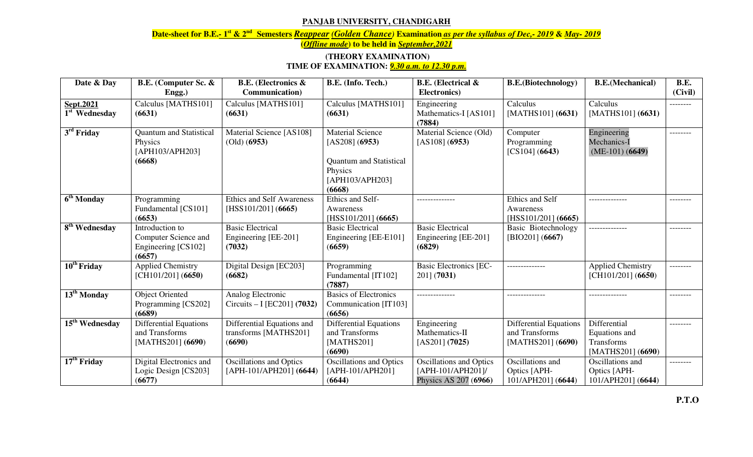**PANJAB UNIVERSITY, CHANDIGARH**

**Date-sheet for B.E.- 1st & 2nd Semesters *Reappear (Golden Chance)* Examination *as per the syllabus of Dec,- 2019* & *May- 2019* (*Offline mode*) to be held in *September,2021***

**(THEORY EXAMINATION)**

**TIME OF EXAMINATION: *9.30 a.m. to 12.30 p.m.***

| Date & Day | B.E. (Computer Sc. & Engg.) | B.E. (Electronics & Communication) | B.E. (Info. Tech.) | B.E. (Electrical & Electronics) | B.E.(Biotechnology) | B.E.(Mechanical) | B.E. (Civil) |
|---|---|---|---|---|---|---|---|
| **Sept.2021** 1st Wednesday | Calculus [MATHS101] **(6631)** | Calculus [MATHS101] **(6631)** | Calculus [MATHS101] **(6631)** | Engineering Mathematics-I [AS101] **(7884)** | Calculus [MATHS101] **(6631)** | Calculus [MATHS101] **(6631)** | -------- |
| 3rd Friday | Quantum and Statistical Physics [APH103/APH203] **(6668)** | Material Science [AS108] (Old) **(6953)** | Material Science [AS208] **(6953)** Quantum and Statistical Physics [APH103/APH203] **(6668)** | Material Science (Old) [AS108] **(6953)** | Computer Programming [CS104] **(6643)** | Engineering Mechanics-I (ME-101) **(6649)** | -------- |
| 6th Monday | Programming Fundamental [CS101] **(6653)** | Ethics and Self Awareness [HSS101/201] **(6665)** | Ethics and Self-Awareness [HSS101/201] **(6665)** | -------------- | Ethics and Self Awareness [HSS101/201] **(6665)** | -------------- | -------- |
| 8th Wednesday | Introduction to Computer Science and Engineering [CS102] **(6657)** | Basic Electrical Engineering [EE-201] **(7032)** | Basic Electrical Engineering [EE-E101] **(6659)** | Basic Electrical Engineering [EE-201] **(6829)** | Basic Biotechnology [BIO201] **(6667)** | -------------- | -------- |
| 10th Friday | Applied Chemistry [CH101/201] **(6650)** | Digital Design [EC203] **(6682)** | Programming Fundamental [IT102] **(7887)** | Basic Electronics [EC-201] **(7031)** | -------------- | Applied Chemistry [CH101/201] **(6650)** | -------- |
| 13th Monday | Object Oriented Programming [CS202] **(6689)** | Analog Electronic Circuits – I [EC201] **(7032)** | Basics of Electronics Communication [IT103] **(6656)** | -------------- | -------------- | -------------- | -------- |
| 15th Wednesday | Differential Equations and Transforms [MATHS201] **(6690)** | Differential Equations and transforms [MATHS201] **(6690)** | Differential Equations and Transforms [MATHS201] **(6690)** | Engineering Mathematics-II [AS201] **(7025)** | Differential Equations and Transforms [MATHS201] **(6690)** | Differential Equations and Transforms [MATHS201] **(6690)** | -------- |
| 17th Friday | Digital Electronics and Logic Design [CS203] **(6677)** | Oscillations and Optics [APH-101/APH201] **(6644)** | Oscillations and Optics [APH-101/APH201] **(6644)** | Oscillations and Optics [APH-101/APH201]/ Physics AS 207 **(6966)** | Oscillations and Optics [APH-101/APH201] **(6644)** | Oscillations and Optics [APH-101/APH201] **(6644)** | -------- |

**P.T.O**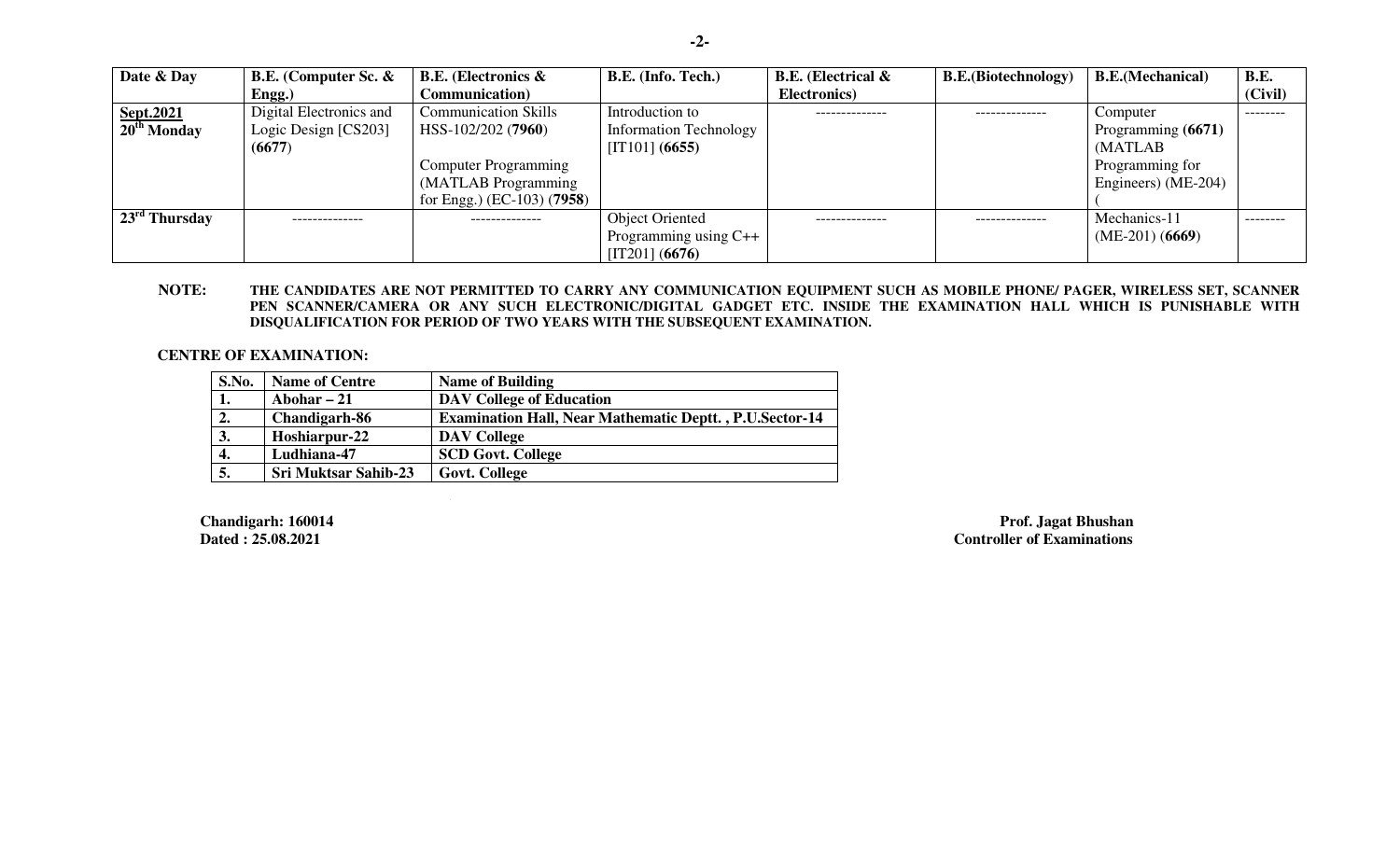| Date & Day | B.E. (Computer Sc. & Engg.) | B.E. (Electronics & Communication) | B.E. (Info. Tech.) | B.E. (Electrical & Electronics) | B.E.(Biotechnology) | B.E.(Mechanical) | B.E. (Civil) |
|---|---|---|---|---|---|---|---|
| **Sept.2021**<br>**20th Monday** | Digital Electronics and Logic Design [CS203] (**6677**) | Communication Skills HSS-102/202 (**7960**)<br><br>Computer Programming (MATLAB Programming for Engg.) (EC-103) (**7958**) | Introduction to Information Technology [IT101] (**6655**) | -------------- | -------------- | Computer Programming (**6671**) (MATLAB Programming for Engineers) (ME-204) ( | -------- |
| **23rd Thursday** | -------------- | -------------- | Object Oriented Programming using C++ [IT201] (**6676**) | -------------- | -------------- | Mechanics-11 (ME-201) (**6669**) | -------- |

**NOTE:** **THE CANDIDATES ARE NOT PERMITTED TO CARRY ANY COMMUNICATION EQUIPMENT SUCH AS MOBILE PHONE/ PAGER, WIRELESS SET, SCANNER PEN SCANNER/CAMERA OR ANY SUCH ELECTRONIC/DIGITAL GADGET ETC. INSIDE THE EXAMINATION HALL WHICH IS PUNISHABLE WITH DISQUALIFICATION FOR PERIOD OF TWO YEARS WITH THE SUBSEQUENT EXAMINATION.**

**CENTRE OF EXAMINATION:**

| S.No. | Name of Centre | Name of Building |
|---|---|---|
| **1.** | **Abohar – 21** | **DAV College of Education** |
| **2.** | **Chandigarh-86** | **Examination Hall, Near Mathematic Deptt. , P.U.Sector-14** |
| **3.** | **Hoshiarpur-22** | **DAV College** |
| **4.** | **Ludhiana-47** | **SCD Govt. College** |
| **5.** | **Sri Muktsar Sahib-23** | **Govt. College** |

**Chandigarh: 160014**
**Dated : 25.08.2021**

**Prof. Jagat Bhushan**
**Controller of Examinations**